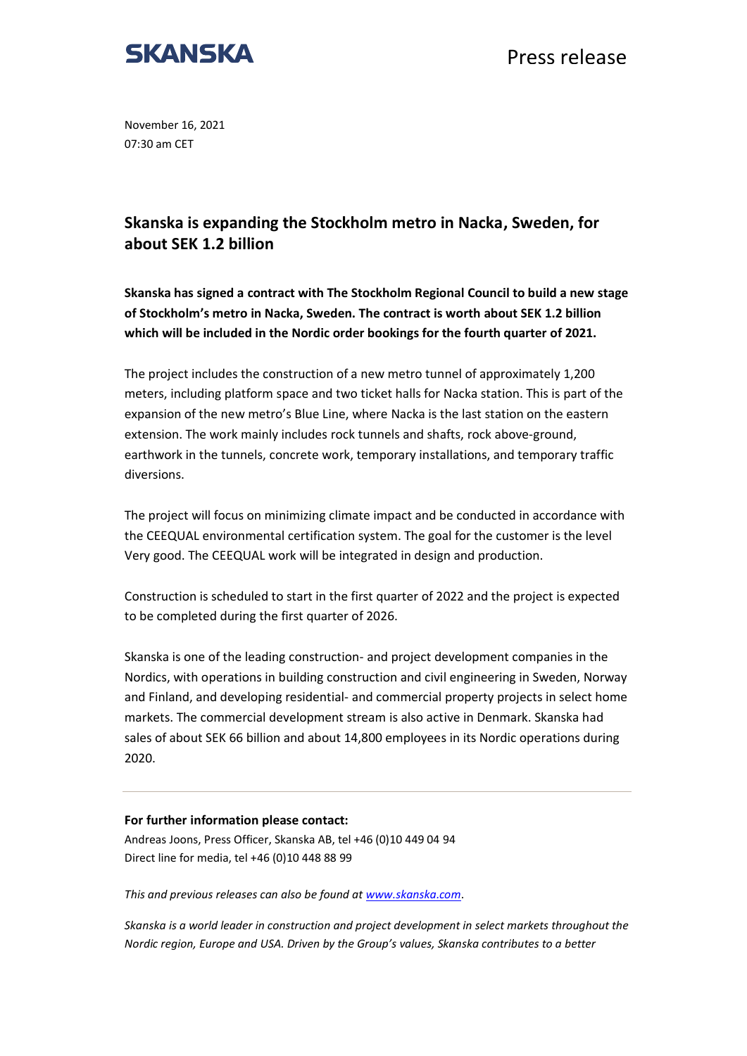SKANSKA

Press release

November 16, 2021
07:30 am CET

# Skanska is expanding the Stockholm metro in Nacka, Sweden, for about SEK 1.2 billion

**Skanska has signed a contract with The Stockholm Regional Council to build a new stage of Stockholm's metro in Nacka, Sweden. The contract is worth about SEK 1.2 billion which will be included in the Nordic order bookings for the fourth quarter of 2021.**

The project includes the construction of a new metro tunnel of approximately 1,200 meters, including platform space and two ticket halls for Nacka station. This is part of the expansion of the new metro's Blue Line, where Nacka is the last station on the eastern extension. The work mainly includes rock tunnels and shafts, rock above-ground, earthwork in the tunnels, concrete work, temporary installations, and temporary traffic diversions.

The project will focus on minimizing climate impact and be conducted in accordance with the CEEQUAL environmental certification system. The goal for the customer is the level Very good. The CEEQUAL work will be integrated in design and production.

Construction is scheduled to start in the first quarter of 2022 and the project is expected to be completed during the first quarter of 2026.

Skanska is one of the leading construction- and project development companies in the Nordics, with operations in building construction and civil engineering in Sweden, Norway and Finland, and developing residential- and commercial property projects in select home markets. The commercial development stream is also active in Denmark. Skanska had sales of about SEK 66 billion and about 14,800 employees in its Nordic operations during 2020.

---

**For further information please contact:**
Andreas Joons, Press Officer, Skanska AB, tel +46 (0)10 449 04 94
Direct line for media, tel +46 (0)10 448 88 99

*This and previous releases can also be found at [www.skanska.com](www.skanska.com).*

*Skanska is a world leader in construction and project development in select markets throughout the Nordic region, Europe and USA. Driven by the Group's values, Skanska contributes to a better*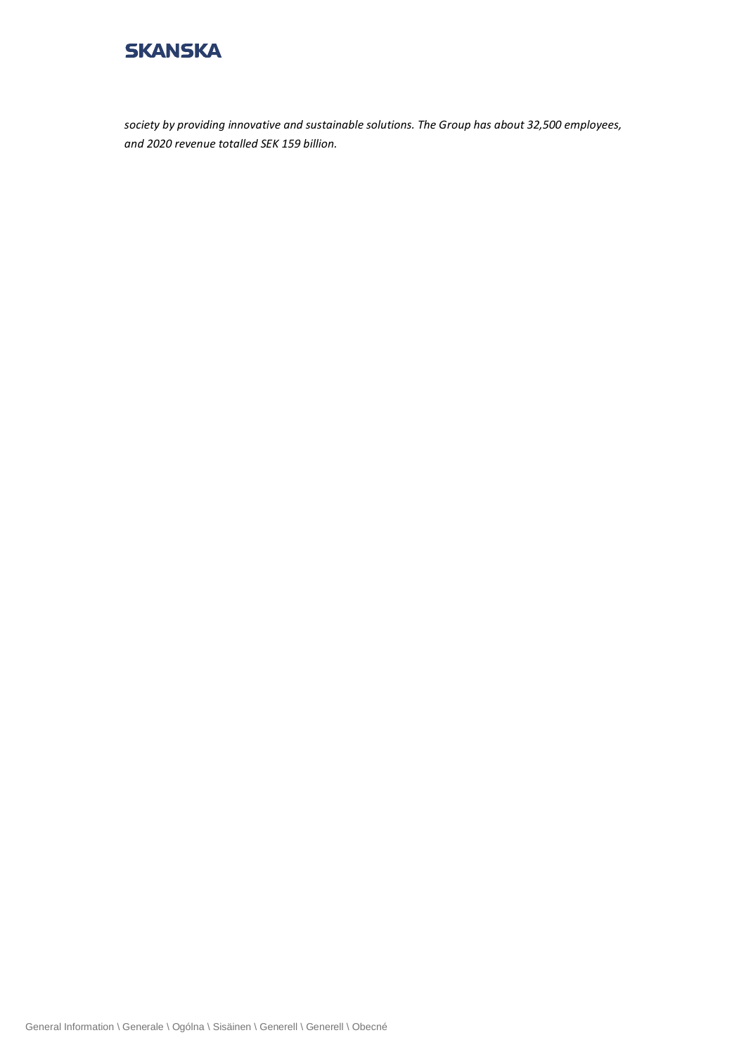*society by providing innovative and sustainable solutions. The Group has about 32,500 employees, and 2020 revenue totalled SEK 159 billion.*